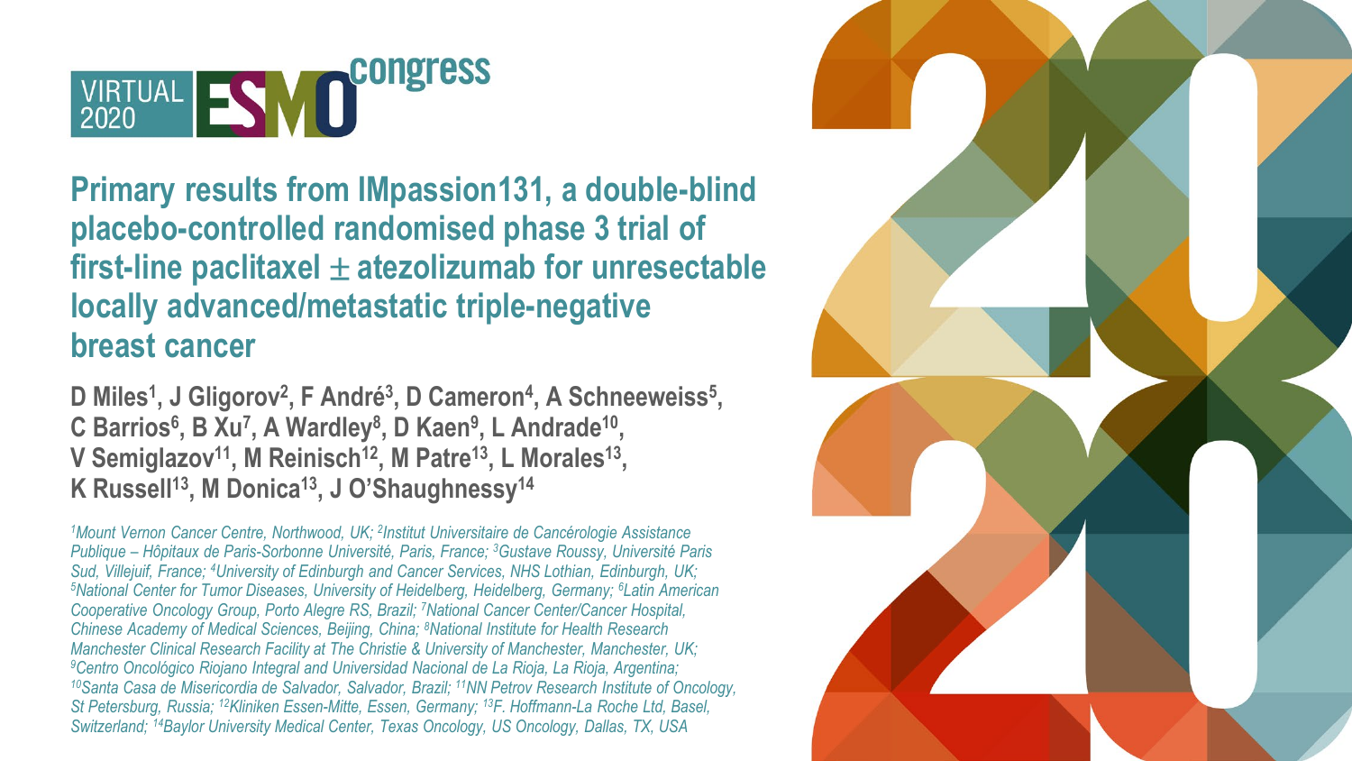VIRTUAL 2020 ESMO congress

# Primary results from IMpassion131, a double-blind placebo-controlled randomised phase 3 trial of first-line paclitaxel ± atezolizumab for unresectable locally advanced/metastatic triple-negative breast cancer

**D Miles[1], J Gligorov[2], F André[3], D Cameron[4], A Schneeweiss[5], C Barrios[6], B Xu[7], A Wardley[8], D Kaen[9], L Andrade[10], V Semiglazov[11], M Reinisch[12], M Patre[13], L Morales[13], K Russell[13], M Donica[13], J O'Shaughnessy[14]**

*[1]Mount Vernon Cancer Centre, Northwood, UK; [2]Institut Universitaire de Cancérologie Assistance Publique – Hôpitaux de Paris-Sorbonne Université, Paris, France; [3]Gustave Roussy, Université Paris Sud, Villejuif, France; [4]University of Edinburgh and Cancer Services, NHS Lothian, Edinburgh, UK; [5]National Center for Tumor Diseases, University of Heidelberg, Heidelberg, Germany; [6]Latin American Cooperative Oncology Group, Porto Alegre RS, Brazil; [7]National Cancer Center/Cancer Hospital, Chinese Academy of Medical Sciences, Beijing, China; [8]National Institute for Health Research Manchester Clinical Research Facility at The Christie & University of Manchester, Manchester, UK; [9]Centro Oncológico Riojano Integral and Universidad Nacional de La Rioja, La Rioja, Argentina; [10]Santa Casa de Misericordia de Salvador, Salvador, Brazil; [11]NN Petrov Research Institute of Oncology, St Petersburg, Russia; [12]Kliniken Essen-Mitte, Essen, Germany; [13]F. Hoffmann-La Roche Ltd, Basel, Switzerland; [14]Baylor University Medical Center, Texas Oncology, US Oncology, Dallas, TX, USA*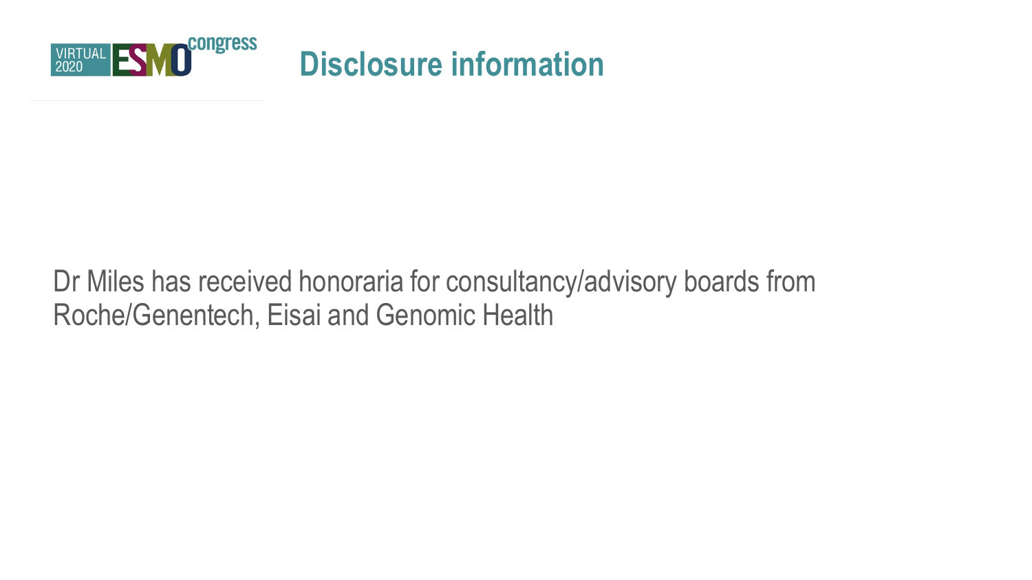# Disclosure information

Dr Miles has received honoraria for consultancy/advisory boards from Roche/Genentech, Eisai and Genomic Health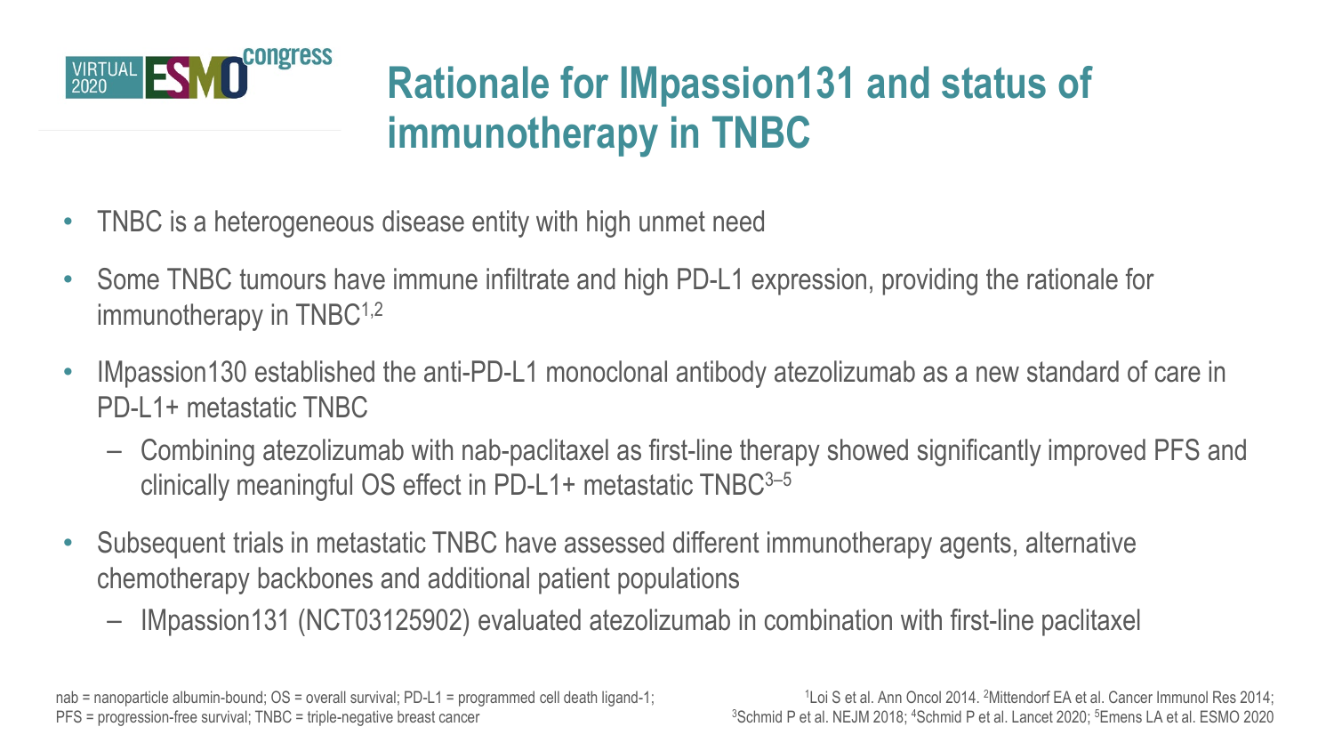# Rationale for IMpassion131 and status of immunotherapy in TNBC

- TNBC is a heterogeneous disease entity with high unmet need
- Some TNBC tumours have immune infiltrate and high PD-L1 expression, providing the rationale for immunotherapy in TNBC[1,2]
- IMpassion130 established the anti-PD-L1 monoclonal antibody atezolizumab as a new standard of care in PD-L1+ metastatic TNBC
  - Combining atezolizumab with nab-paclitaxel as first-line therapy showed significantly improved PFS and clinically meaningful OS effect in PD-L1+ metastatic TNBC[3–5]
- Subsequent trials in metastatic TNBC have assessed different immunotherapy agents, alternative chemotherapy backbones and additional patient populations
  - IMpassion131 (NCT03125902) evaluated atezolizumab in combination with first-line paclitaxel

nab = nanoparticle albumin-bound; OS = overall survival; PD-L1 = programmed cell death ligand-1; PFS = progression-free survival; TNBC = triple-negative breast cancer

[1]Loi S et al. Ann Oncol 2014. [2]Mittendorf EA et al. Cancer Immunol Res 2014; [3]Schmid P et al. NEJM 2018; [4]Schmid P et al. Lancet 2020; [5]Emens LA et al. ESMO 2020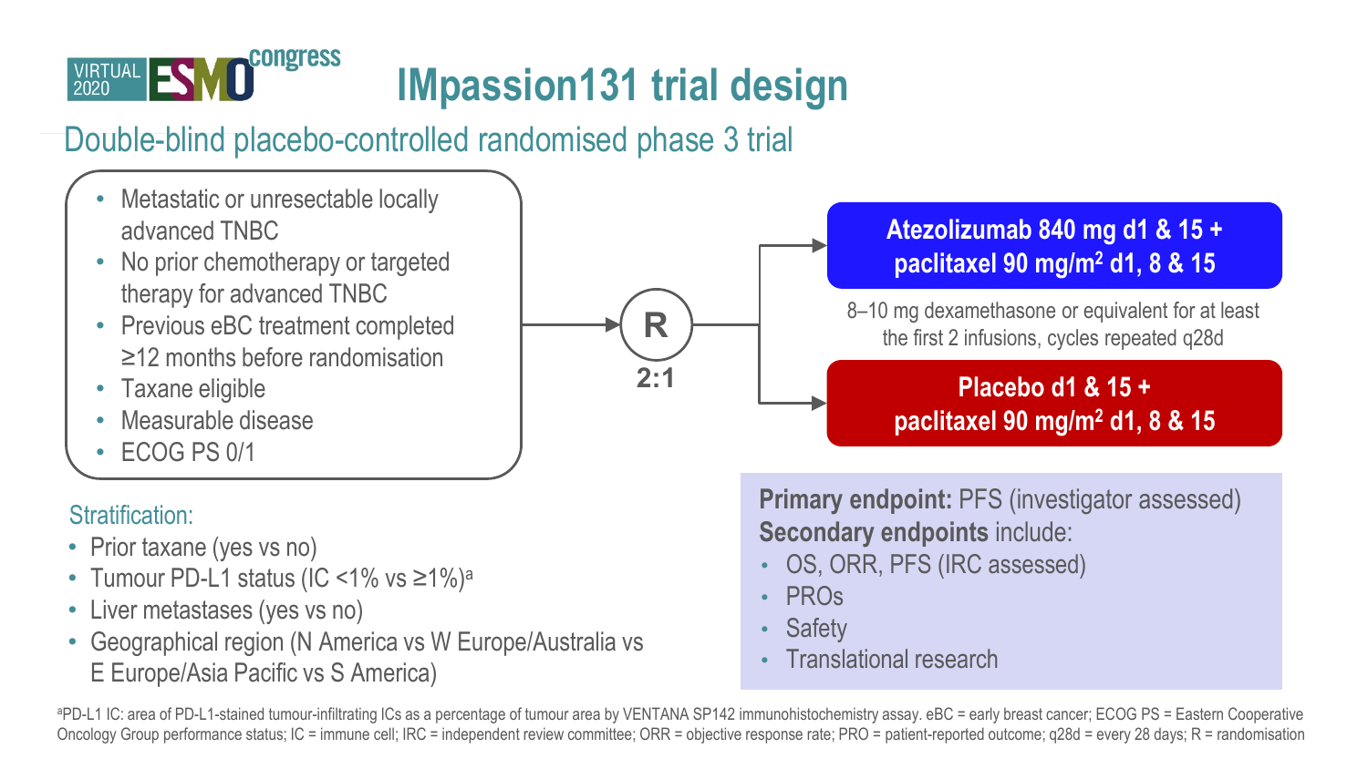# IMpassion131 trial design

## Double-blind placebo-controlled randomised phase 3 trial

- Metastatic or unresectable locally advanced TNBC
- No prior chemotherapy or targeted therapy for advanced TNBC
- Previous eBC treatment completed ≥12 months before randomisation
- Taxane eligible
- Measurable disease
- ECOG PS 0/1

**R**

**2:1**

**Atezolizumab 840 mg d1 & 15 + paclitaxel 90 mg/m² d1, 8 & 15**

8–10 mg dexamethasone or equivalent for at least the first 2 infusions, cycles repeated q28d

**Placebo d1 & 15 + paclitaxel 90 mg/m² d1, 8 & 15**

### Stratification:

- Prior taxane (yes vs no)
- Tumour PD-L1 status (IC <1% vs ≥1%)[a]
- Liver metastases (yes vs no)
- Geographical region (N America vs W Europe/Australia vs E Europe/Asia Pacific vs S America)

**Primary endpoint:** PFS (investigator assessed)
**Secondary endpoints** include:

- OS, ORR, PFS (IRC assessed)
- PROs
- Safety
- Translational research

[a]PD-L1 IC: area of PD-L1-stained tumour-infiltrating ICs as a percentage of tumour area by VENTANA SP142 immunohistochemistry assay. eBC = early breast cancer; ECOG PS = Eastern Cooperative Oncology Group performance status; IC = immune cell; IRC = independent review committee; ORR = objective response rate; PRO = patient-reported outcome; q28d = every 28 days; R = randomisation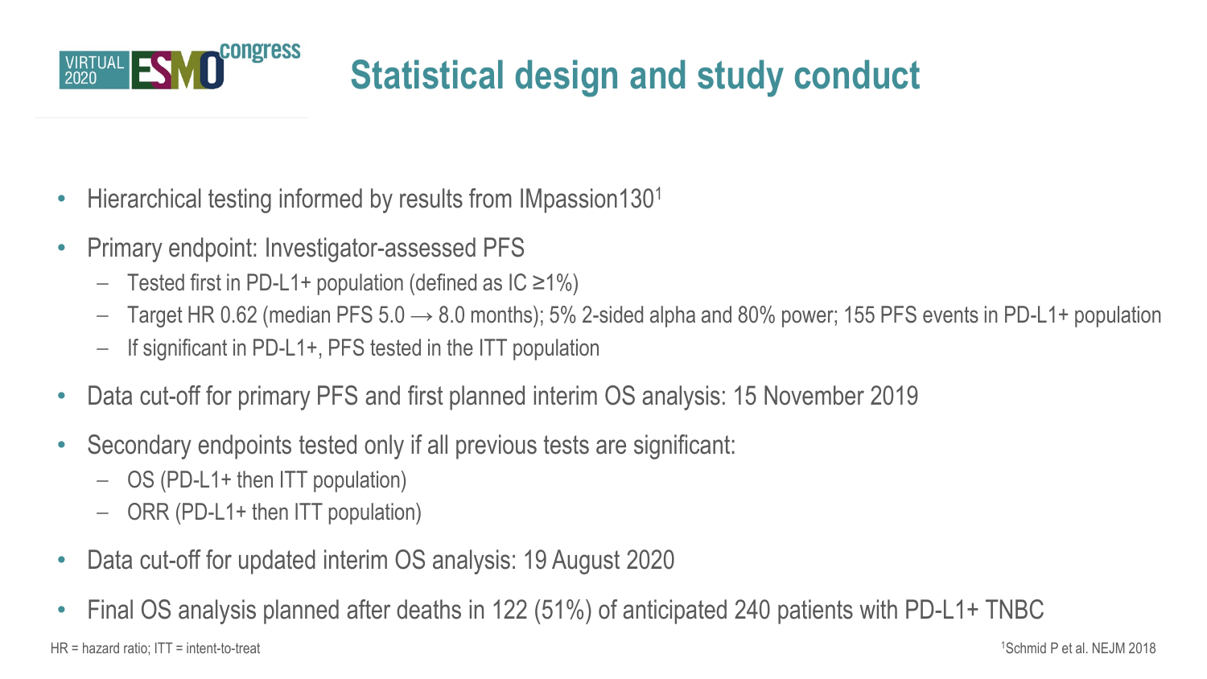# Statistical design and study conduct

- Hierarchical testing informed by results from IMpassion130[1]
- Primary endpoint: Investigator-assessed PFS
  - Tested first in PD-L1+ population (defined as IC ≥1%)
  - Target HR 0.62 (median PFS 5.0 → 8.0 months); 5% 2-sided alpha and 80% power; 155 PFS events in PD-L1+ population
  - If significant in PD-L1+, PFS tested in the ITT population
- Data cut-off for primary PFS and first planned interim OS analysis: 15 November 2019
- Secondary endpoints tested only if all previous tests are significant:
  - OS (PD-L1+ then ITT population)
  - ORR (PD-L1+ then ITT population)
- Data cut-off for updated interim OS analysis: 19 August 2020
- Final OS analysis planned after deaths in 122 (51%) of anticipated 240 patients with PD-L1+ TNBC

HR = hazard ratio; ITT = intent-to-treat

[1]Schmid P et al. NEJM 2018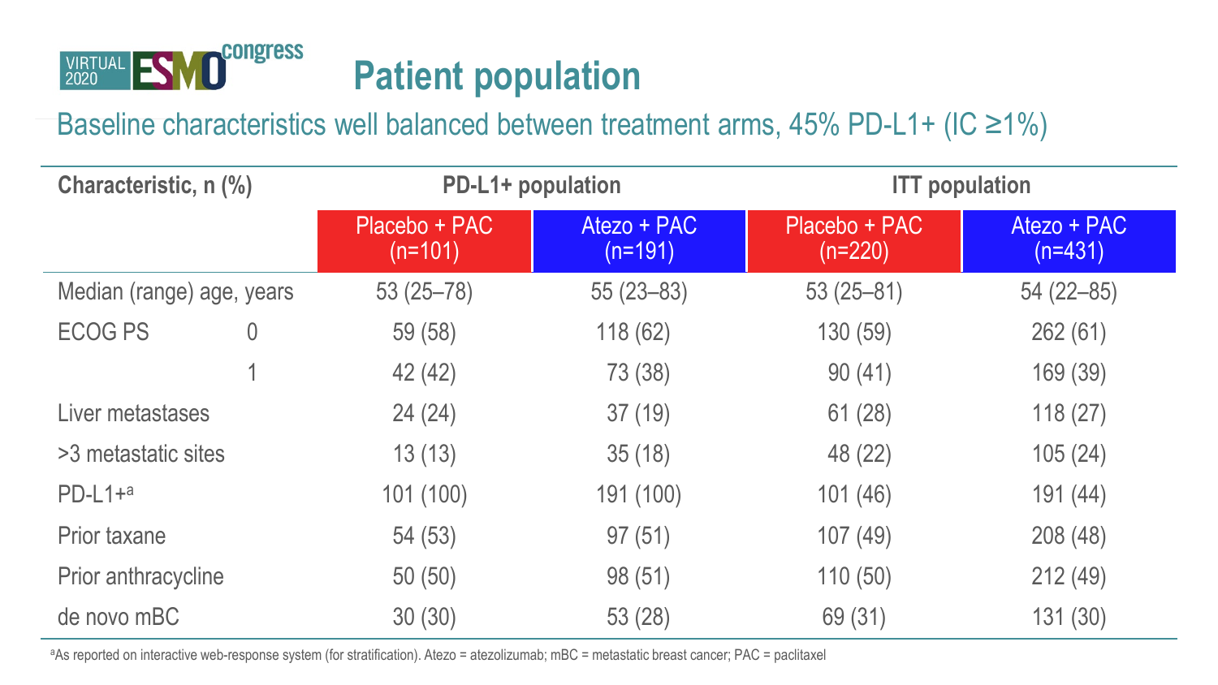# Patient population

Baseline characteristics well balanced between treatment arms, 45% PD-L1+ (IC ≥1%)

| Characteristic, n (%) | | PD-L1+ population | | ITT population | |
|---|---|---|---|---|---|
| | | Placebo + PAC (n=101) | Atezo + PAC (n=191) | Placebo + PAC (n=220) | Atezo + PAC (n=431) |
| Median (range) age, years | | 53 (25–78) | 55 (23–83) | 53 (25–81) | 54 (22–85) |
| ECOG PS | 0 | 59 (58) | 118 (62) | 130 (59) | 262 (61) |
| | 1 | 42 (42) | 73 (38) | 90 (41) | 169 (39) |
| Liver metastases | | 24 (24) | 37 (19) | 61 (28) | 118 (27) |
| >3 metastatic sites | | 13 (13) | 35 (18) | 48 (22) | 105 (24) |
| PD-L1+[a] | | 101 (100) | 191 (100) | 101 (46) | 191 (44) |
| Prior taxane | | 54 (53) | 97 (51) | 107 (49) | 208 (48) |
| Prior anthracycline | | 50 (50) | 98 (51) | 110 (50) | 212 (49) |
| de novo mBC | | 30 (30) | 53 (28) | 69 (31) | 131 (30) |

[a]As reported on interactive web-response system (for stratification). Atezo = atezolizumab; mBC = metastatic breast cancer; PAC = paclitaxel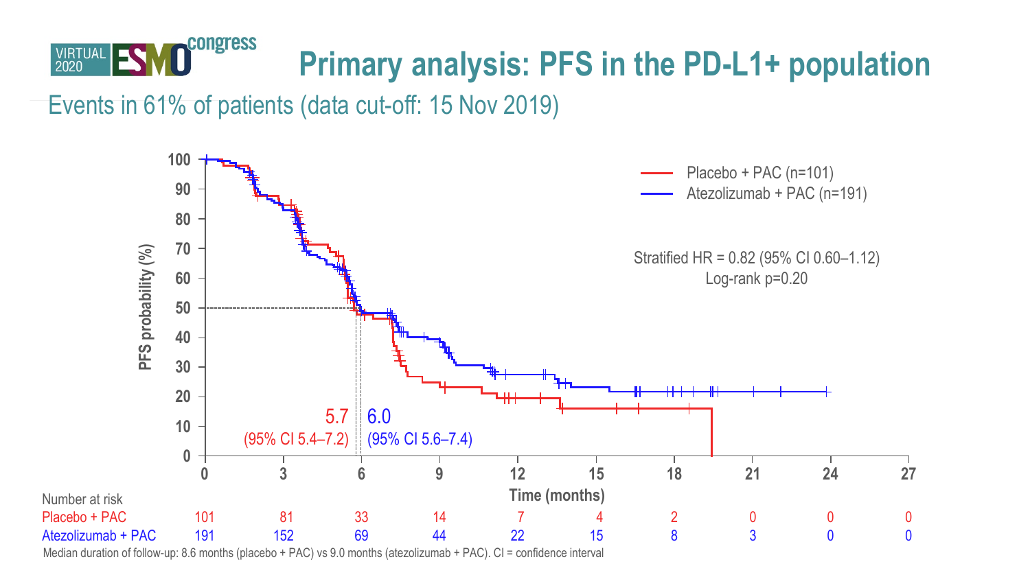# Primary analysis: PFS in the PD-L1+ population

Events in 61% of patients (data cut-off: 15 Nov 2019)

- Placebo + PAC (n=101)
- Atezolizumab + PAC (n=191)

Stratified HR = 0.82 (95% CI 0.60–1.12)
Log-rank p=0.20

Median PFS: 5.7 (95% CI 5.4–7.2) placebo + PAC; 6.0 (95% CI 5.6–7.4) atezolizumab + PAC

PFS probability (%) vs Time (months)

| Number at risk | 0 | 3 | 6 | 9 | 12 | 15 | 18 | 21 | 24 | 27 |
|---|---|---|---|---|---|---|---|---|---|---|
| Placebo + PAC | 101 | 81 | 33 | 14 | 7 | 4 | 2 | 0 | 0 | 0 |
| Atezolizumab + PAC | 191 | 152 | 69 | 44 | 22 | 15 | 8 | 3 | 0 | 0 |

Median duration of follow-up: 8.6 months (placebo + PAC) vs 9.0 months (atezolizumab + PAC). CI = confidence interval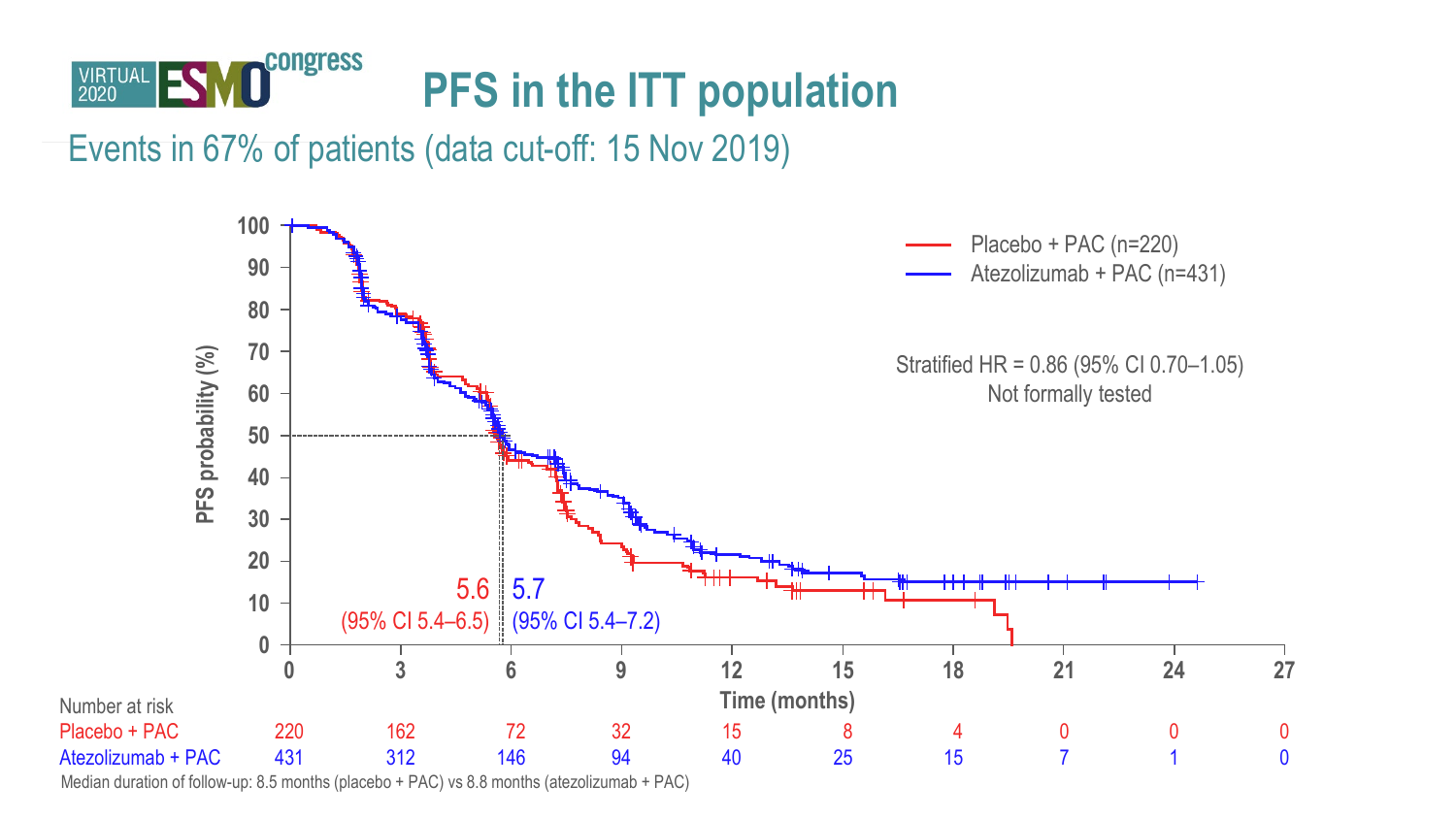# PFS in the ITT population

Events in 67% of patients (data cut-off: 15 Nov 2019)

Placebo + PAC (n=220)
Atezolizumab + PAC (n=431)

Stratified HR = 0.86 (95% CI 0.70–1.05)
Not formally tested

PFS probability (%)

5.6 (95% CI 5.4–6.5)

5.7 (95% CI 5.4–7.2)

Time (months)

| Number at risk | 0 | 3 | 6 | 9 | 12 | 15 | 18 | 21 | 24 | 27 |
|---|---|---|---|---|---|---|---|---|---|---|
| Placebo + PAC | 220 | 162 | 72 | 32 | 15 | 8 | 4 | 0 | 0 | 0 |
| Atezolizumab + PAC | 431 | 312 | 146 | 94 | 40 | 25 | 15 | 7 | 1 | 0 |

Median duration of follow-up: 8.5 months (placebo + PAC) vs 8.8 months (atezolizumab + PAC)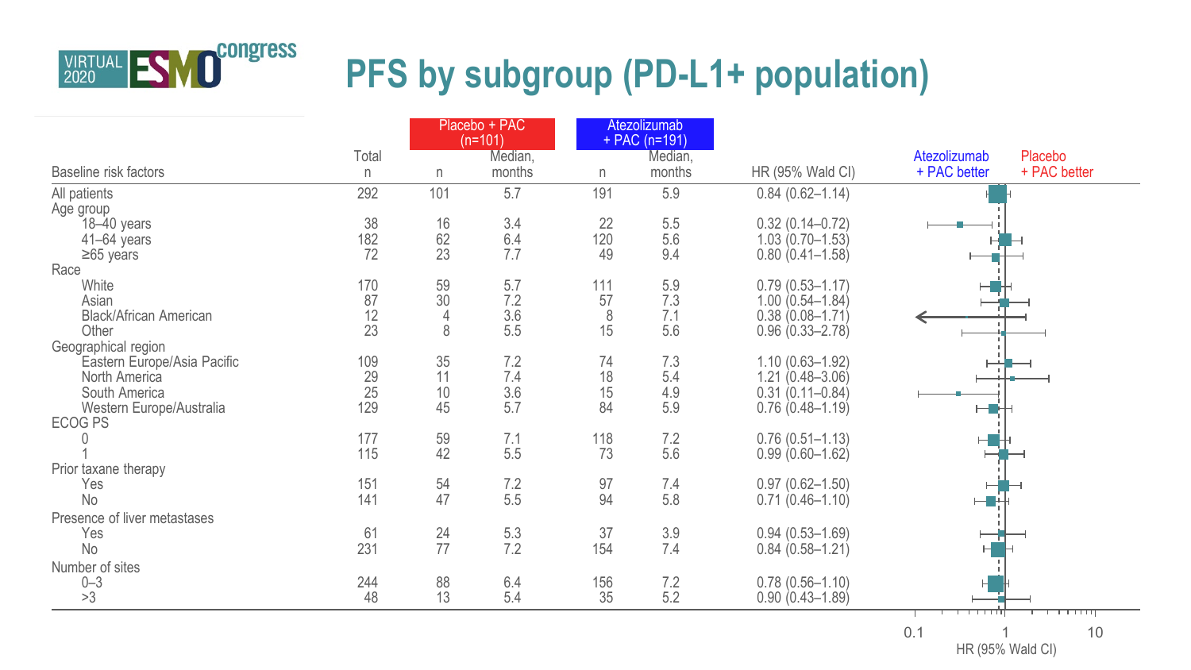# PFS by subgroup (PD-L1+ population)

| Baseline risk factors | Total n | Placebo + PAC (n=101) n | Placebo + PAC (n=101) Median, months | Atezolizumab + PAC (n=191) n | Atezolizumab + PAC (n=191) Median, months | HR (95% Wald CI) |
|---|---|---|---|---|---|---|
| All patients | 292 | 101 | 5.7 | 191 | 5.9 | 0.84 (0.62–1.14) |
| Age group | | | | | | |
| 18–40 years | 38 | 16 | 3.4 | 22 | 5.5 | 0.32 (0.14–0.72) |
| 41–64 years | 182 | 62 | 6.4 | 120 | 5.6 | 1.03 (0.70–1.53) |
| ≥65 years | 72 | 23 | 7.7 | 49 | 9.4 | 0.80 (0.41–1.58) |
| Race | | | | | | |
| White | 170 | 59 | 5.7 | 111 | 5.9 | 0.79 (0.53–1.17) |
| Asian | 87 | 30 | 7.2 | 57 | 7.3 | 1.00 (0.54–1.84) |
| Black/African American | 12 | 4 | 3.6 | 8 | 7.1 | 0.38 (0.08–1.71) |
| Other | 23 | 8 | 5.5 | 15 | 5.6 | 0.96 (0.33–2.78) |
| Geographical region | | | | | | |
| Eastern Europe/Asia Pacific | 109 | 35 | 7.2 | 74 | 7.3 | 1.10 (0.63–1.92) |
| North America | 29 | 11 | 7.4 | 18 | 5.4 | 1.21 (0.48–3.06) |
| South America | 25 | 10 | 3.6 | 15 | 4.9 | 0.31 (0.11–0.84) |
| Western Europe/Australia | 129 | 45 | 5.7 | 84 | 5.9 | 0.76 (0.48–1.19) |
| ECOG PS | | | | | | |
| 0 | 177 | 59 | 7.1 | 118 | 7.2 | 0.76 (0.51–1.13) |
| 1 | 115 | 42 | 5.5 | 73 | 5.6 | 0.99 (0.60–1.62) |
| Prior taxane therapy | | | | | | |
| Yes | 151 | 54 | 7.2 | 97 | 7.4 | 0.97 (0.62–1.50) |
| No | 141 | 47 | 5.5 | 94 | 5.8 | 0.71 (0.46–1.10) |
| Presence of liver metastases | | | | | | |
| Yes | 61 | 24 | 5.3 | 37 | 3.9 | 0.94 (0.53–1.69) |
| No | 231 | 77 | 7.2 | 154 | 7.4 | 0.84 (0.58–1.21) |
| Number of sites | | | | | | |
| 0–3 | 244 | 88 | 6.4 | 156 | 7.2 | 0.78 (0.56–1.10) |
| >3 | 48 | 13 | 5.4 | 35 | 5.2 | 0.90 (0.43–1.89) |

Atezolizumab + PAC better | Placebo + PAC better

0.1 | 1 | 10

HR (95% Wald CI)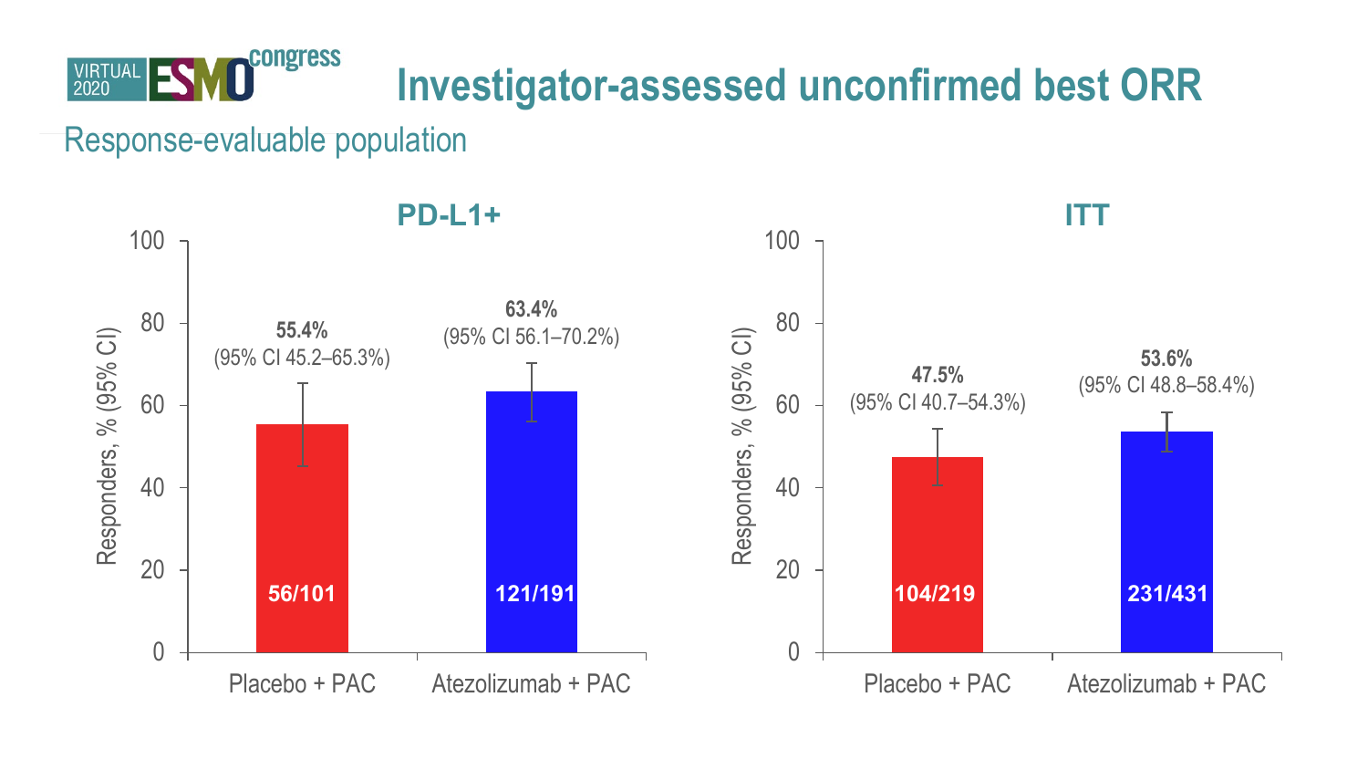# Investigator-assessed unconfirmed best ORR

## Response-evaluable population

### PD-L1+

| | Placebo + PAC | Atezolizumab + PAC |
|---|---|---|
| Responders, % (95% CI) | **55.4%** (95% CI 45.2–65.3%) | **63.4%** (95% CI 56.1–70.2%) |
| n/N | **56/101** | **121/191** |

### ITT

| | Placebo + PAC | Atezolizumab + PAC |
|---|---|---|
| Responders, % (95% CI) | **47.5%** (95% CI 40.7–54.3%) | **53.6%** (95% CI 48.8–58.4%) |
| n/N | **104/219** | **231/431** |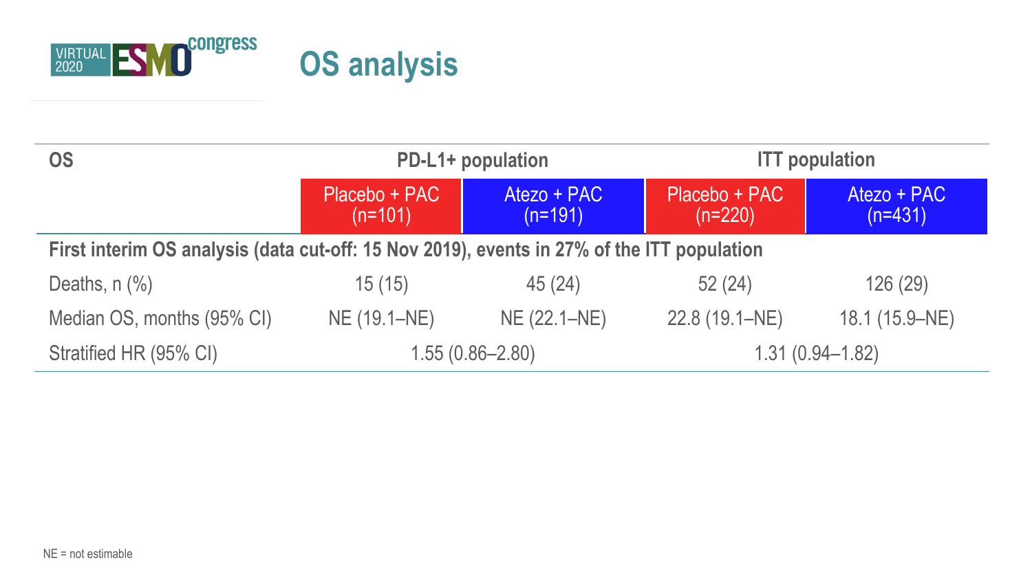# OS analysis

| OS | PD-L1+ population | | ITT population | |
|---|---|---|---|---|
| | Placebo + PAC (n=101) | Atezo + PAC (n=191) | Placebo + PAC (n=220) | Atezo + PAC (n=431) |
| **First interim OS analysis (data cut-off: 15 Nov 2019), events in 27% of the ITT population** | | | | |
| Deaths, n (%) | 15 (15) | 45 (24) | 52 (24) | 126 (29) |
| Median OS, months (95% CI) | NE (19.1–NE) | NE (22.1–NE) | 22.8 (19.1–NE) | 18.1 (15.9–NE) |
| Stratified HR (95% CI) | 1.55 (0.86–2.80) | | 1.31 (0.94–1.82) | |

NE = not estimable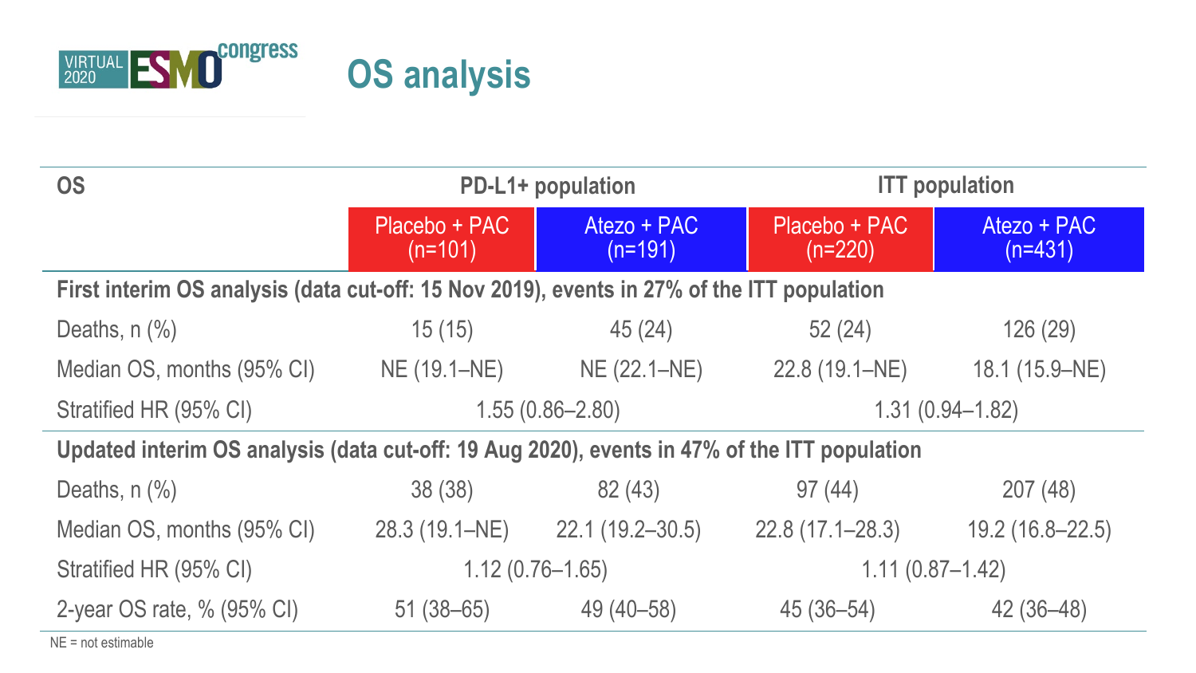# OS analysis

| OS | PD-L1+ population | | ITT population | |
|---|---|---|---|---|
| | Placebo + PAC (n=101) | Atezo + PAC (n=191) | Placebo + PAC (n=220) | Atezo + PAC (n=431) |
| **First interim OS analysis (data cut-off: 15 Nov 2019), events in 27% of the ITT population** | | | | |
| Deaths, n (%) | 15 (15) | 45 (24) | 52 (24) | 126 (29) |
| Median OS, months (95% CI) | NE (19.1–NE) | NE (22.1–NE) | 22.8 (19.1–NE) | 18.1 (15.9–NE) |
| Stratified HR (95% CI) | 1.55 (0.86–2.80) | | 1.31 (0.94–1.82) | |
| **Updated interim OS analysis (data cut-off: 19 Aug 2020), events in 47% of the ITT population** | | | | |
| Deaths, n (%) | 38 (38) | 82 (43) | 97 (44) | 207 (48) |
| Median OS, months (95% CI) | 28.3 (19.1–NE) | 22.1 (19.2–30.5) | 22.8 (17.1–28.3) | 19.2 (16.8–22.5) |
| Stratified HR (95% CI) | 1.12 (0.76–1.65) | | 1.11 (0.87–1.42) | |
| 2-year OS rate, % (95% CI) | 51 (38–65) | 49 (40–58) | 45 (36–54) | 42 (36–48) |

NE = not estimable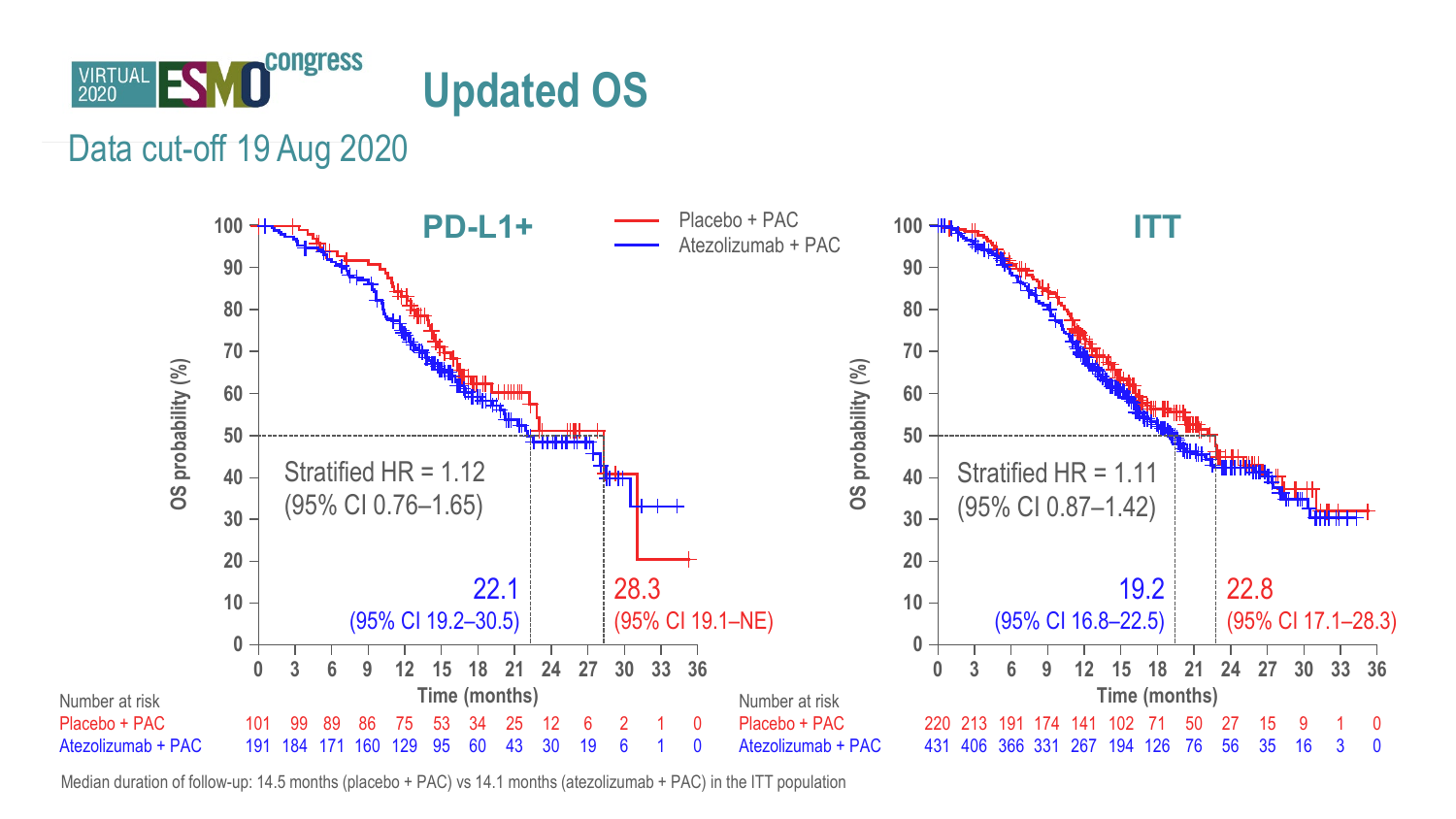# Updated OS

Data cut-off 19 Aug 2020

## PD-L1+

Placebo + PAC
Atezolizumab + PAC

Stratified HR = 1.12
(95% CI 0.76–1.65)

22.1 (95% CI 19.2–30.5)
28.3 (95% CI 19.1–NE)

OS probability (%)
Time (months)

Number at risk

| Time (months) | 0 | 3 | 6 | 9 | 12 | 15 | 18 | 21 | 24 | 27 | 30 | 33 | 36 |
|---|---|---|---|---|---|---|---|---|---|---|---|---|---|
| Placebo + PAC | 101 | 99 | 89 | 86 | 75 | 53 | 34 | 25 | 12 | 6 | 2 | 1 | 0 |
| Atezolizumab + PAC | 191 | 184 | 171 | 160 | 129 | 95 | 60 | 43 | 30 | 19 | 6 | 1 | 0 |

## ITT

Stratified HR = 1.11
(95% CI 0.87–1.42)

19.2 (95% CI 16.8–22.5)
22.8 (95% CI 17.1–28.3)

OS probability (%)
Time (months)

Number at risk

| Time (months) | 0 | 3 | 6 | 9 | 12 | 15 | 18 | 21 | 24 | 27 | 30 | 33 | 36 |
|---|---|---|---|---|---|---|---|---|---|---|---|---|---|
| Placebo + PAC | 220 | 213 | 191 | 174 | 141 | 102 | 71 | 50 | 27 | 15 | 9 | 1 | 0 |
| Atezolizumab + PAC | 431 | 406 | 366 | 331 | 267 | 194 | 126 | 76 | 56 | 35 | 16 | 3 | 0 |

Median duration of follow-up: 14.5 months (placebo + PAC) vs 14.1 months (atezolizumab + PAC) in the ITT population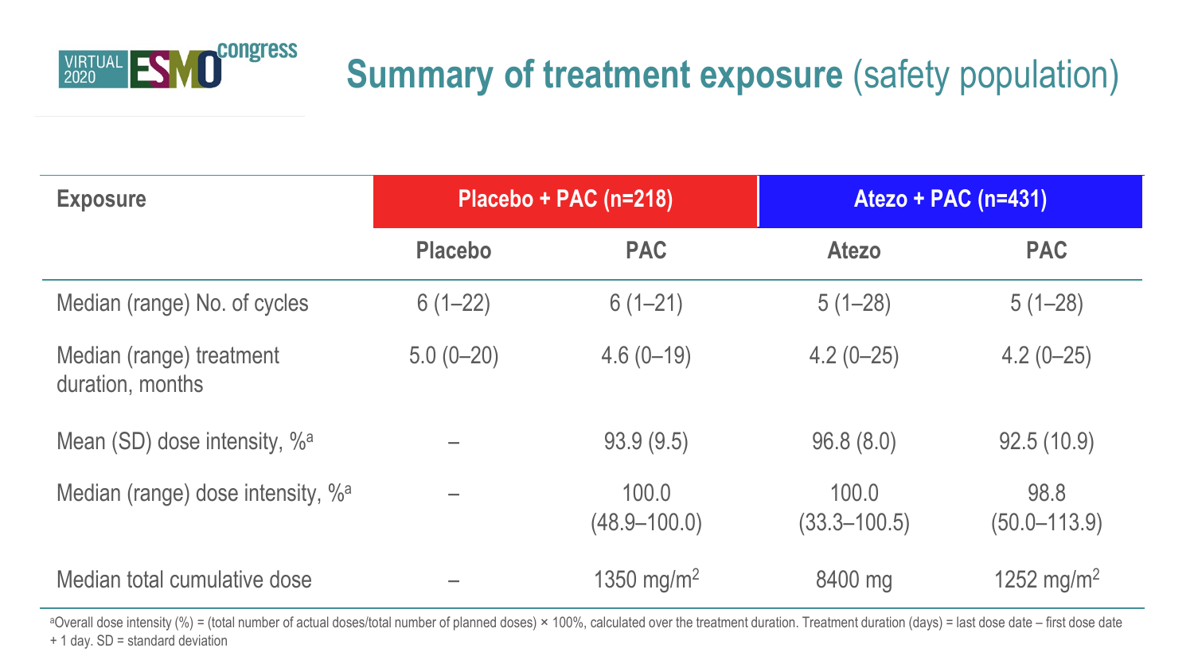# Summary of treatment exposure (safety population)

| Exposure | Placebo + PAC (n=218) | | Atezo + PAC (n=431) | |
|---|---|---|---|---|
| | Placebo | PAC | Atezo | PAC |
| Median (range) No. of cycles | 6 (1–22) | 6 (1–21) | 5 (1–28) | 5 (1–28) |
| Median (range) treatment duration, months | 5.0 (0–20) | 4.6 (0–19) | 4.2 (0–25) | 4.2 (0–25) |
| Mean (SD) dose intensity, %[a] | – | 93.9 (9.5) | 96.8 (8.0) | 92.5 (10.9) |
| Median (range) dose intensity, %[a] | – | 100.0 (48.9–100.0) | 100.0 (33.3–100.5) | 98.8 (50.0–113.9) |
| Median total cumulative dose | – | 1350 mg/m$^2$ | 8400 mg | 1252 mg/m$^2$ |

[a]Overall dose intensity (%) = (total number of actual doses/total number of planned doses) × 100%, calculated over the treatment duration. Treatment duration (days) = last dose date – first dose date + 1 day. SD = standard deviation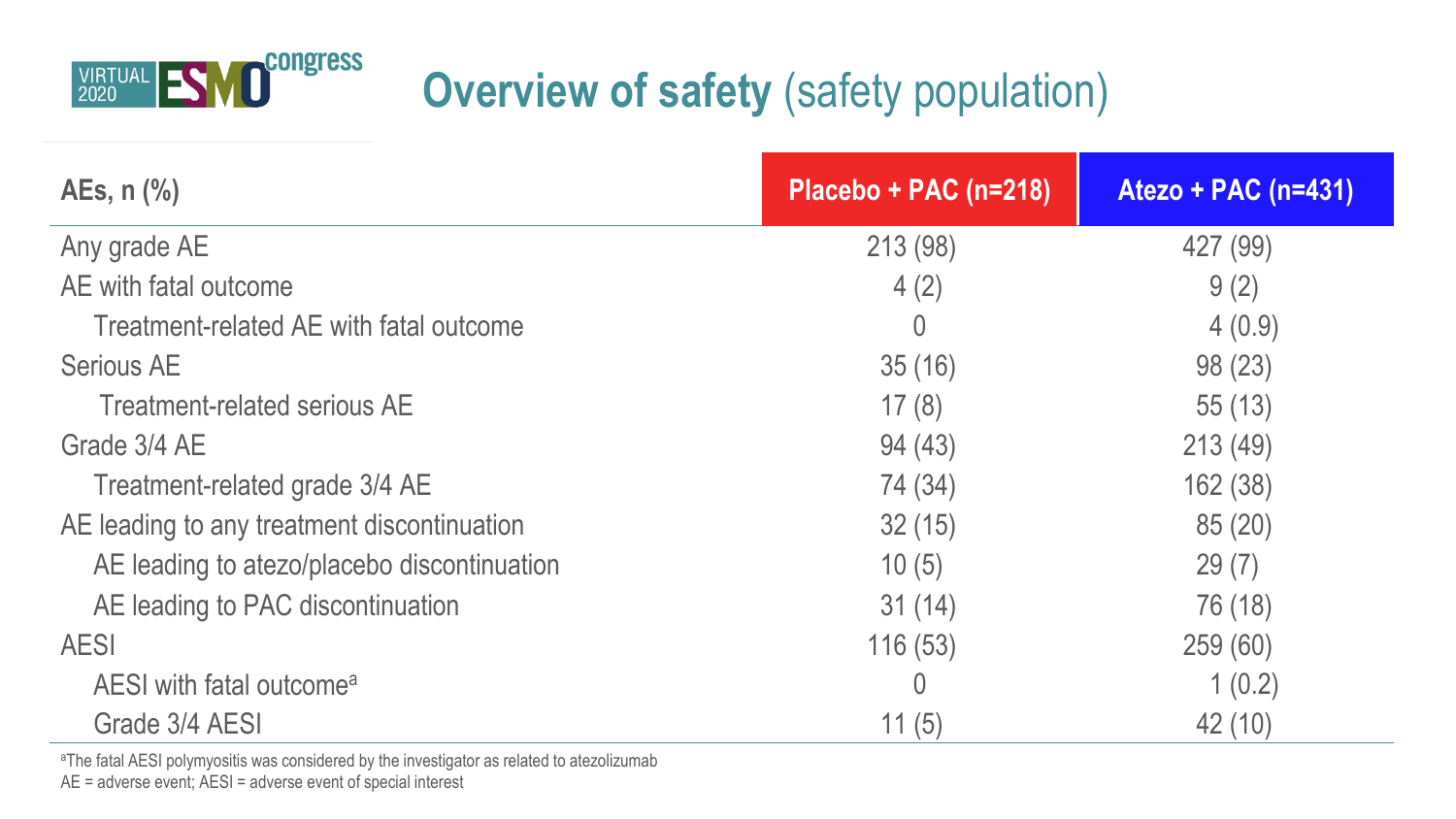# Overview of safety (safety population)

| AEs, n (%) | Placebo + PAC (n=218) | Atezo + PAC (n=431) |
|---|---|---|
| Any grade AE | 213 (98) | 427 (99) |
| AE with fatal outcome | 4 (2) | 9 (2) |
| Treatment-related AE with fatal outcome | 0 | 4 (0.9) |
| Serious AE | 35 (16) | 98 (23) |
| Treatment-related serious AE | 17 (8) | 55 (13) |
| Grade 3/4 AE | 94 (43) | 213 (49) |
| Treatment-related grade 3/4 AE | 74 (34) | 162 (38) |
| AE leading to any treatment discontinuation | 32 (15) | 85 (20) |
| AE leading to atezo/placebo discontinuation | 10 (5) | 29 (7) |
| AE leading to PAC discontinuation | 31 (14) | 76 (18) |
| AESI | 116 (53) | 259 (60) |
| AESI with fatal outcome[a] | 0 | 1 (0.2) |
| Grade 3/4 AESI | 11 (5) | 42 (10) |

[a]The fatal AESI polymyositis was considered by the investigator as related to atezolizumab

AE = adverse event; AESI = adverse event of special interest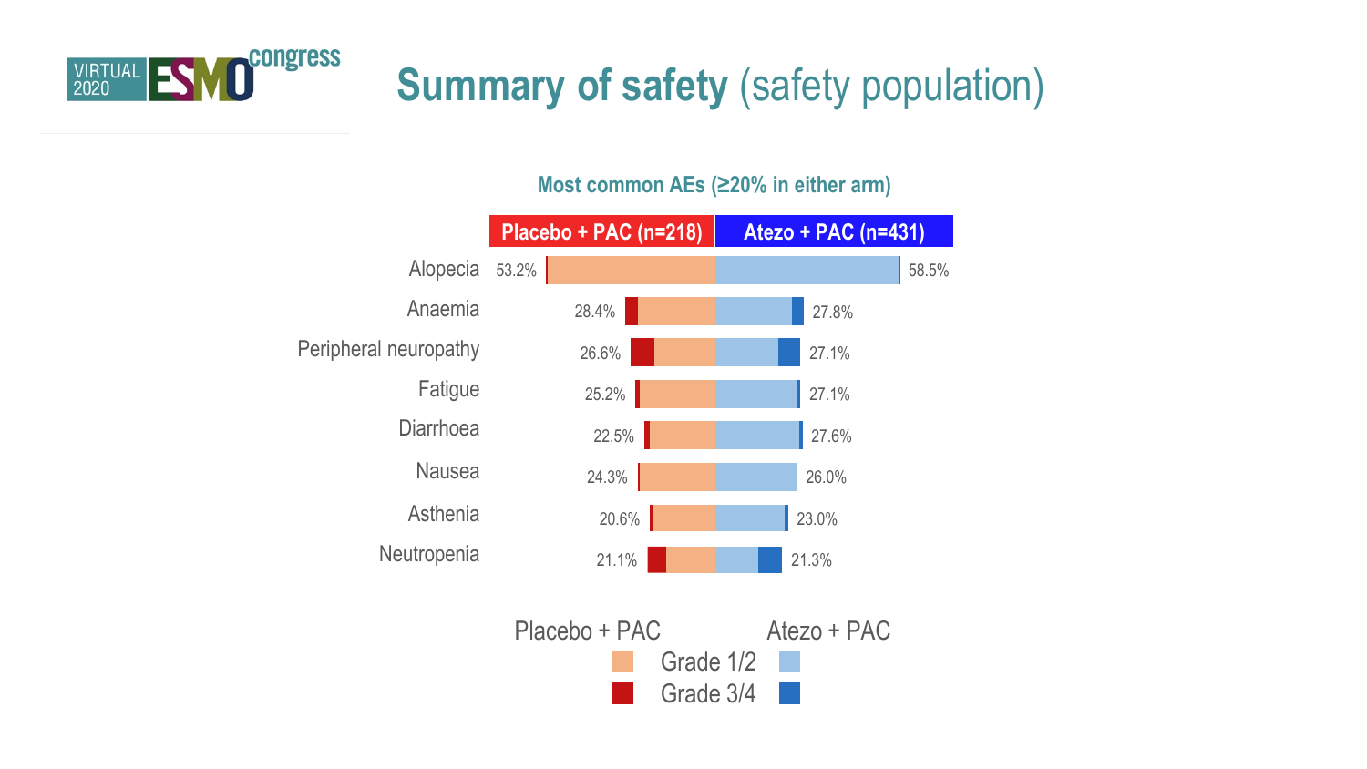# Summary of safety (safety population)

## Most common AEs (≥20% in either arm)

| Adverse event | Placebo + PAC (n=218) | Atezo + PAC (n=431) |
|---|---|---|
| Alopecia | 53.2% | 58.5% |
| Anaemia | 28.4% | 27.8% |
| Peripheral neuropathy | 26.6% | 27.1% |
| Fatigue | 25.2% | 27.1% |
| Diarrhoea | 22.5% | 27.6% |
| Nausea | 24.3% | 26.0% |
| Asthenia | 20.6% | 23.0% |
| Neutropenia | 21.1% | 21.3% |

Legend: Placebo + PAC / Atezo + PAC — Grade 1/2, Grade 3/4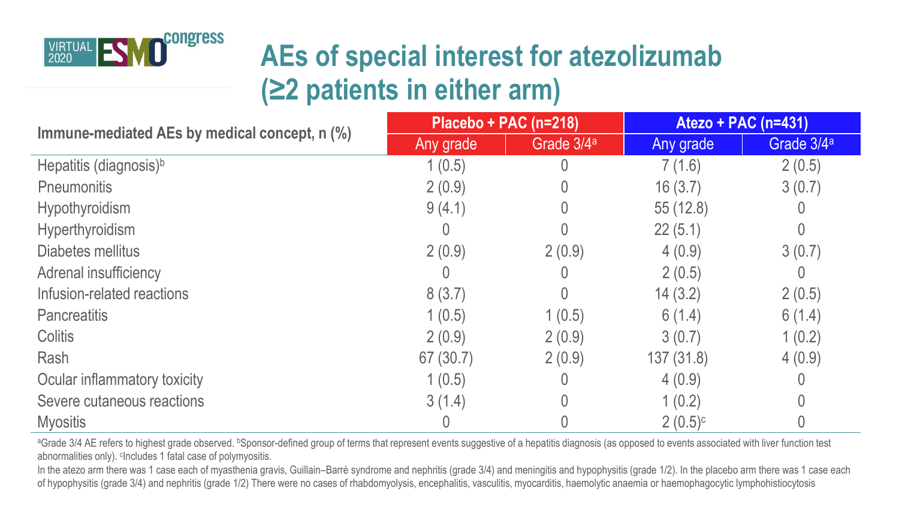# AEs of special interest for atezolizumab (≥2 patients in either arm)

| Immune-mediated AEs by medical concept, n (%) | Placebo + PAC (n=218) | | Atezo + PAC (n=431) | |
|---|---|---|---|---|
| | Any grade | Grade 3/4[a] | Any grade | Grade 3/4[a] |
| Hepatitis (diagnosis)[b] | 1 (0.5) | 0 | 7 (1.6) | 2 (0.5) |
| Pneumonitis | 2 (0.9) | 0 | 16 (3.7) | 3 (0.7) |
| Hypothyroidism | 9 (4.1) | 0 | 55 (12.8) | 0 |
| Hyperthyroidism | 0 | 0 | 22 (5.1) | 0 |
| Diabetes mellitus | 2 (0.9) | 2 (0.9) | 4 (0.9) | 3 (0.7) |
| Adrenal insufficiency | 0 | 0 | 2 (0.5) | 0 |
| Infusion-related reactions | 8 (3.7) | 0 | 14 (3.2) | 2 (0.5) |
| Pancreatitis | 1 (0.5) | 1 (0.5) | 6 (1.4) | 6 (1.4) |
| Colitis | 2 (0.9) | 2 (0.9) | 3 (0.7) | 1 (0.2) |
| Rash | 67 (30.7) | 2 (0.9) | 137 (31.8) | 4 (0.9) |
| Ocular inflammatory toxicity | 1 (0.5) | 0 | 4 (0.9) | 0 |
| Severe cutaneous reactions | 3 (1.4) | 0 | 1 (0.2) | 0 |
| Myositis | 0 | 0 | 2 (0.5)[c] | 0 |

[a]Grade 3/4 AE refers to highest grade observed. [b]Sponsor-defined group of terms that represent events suggestive of a hepatitis diagnosis (as opposed to events associated with liver function test abnormalities only). [c]Includes 1 fatal case of polymyositis.

In the atezo arm there was 1 case each of myasthenia gravis, Guillain–Barré syndrome and nephritis (grade 3/4) and meningitis and hypophysitis (grade 1/2). In the placebo arm there was 1 case each of hypophysitis (grade 3/4) and nephritis (grade 1/2) There were no cases of rhabdomyolysis, encephalitis, vasculitis, myocarditis, haemolytic anaemia or haemophagocytic lymphohistiocytosis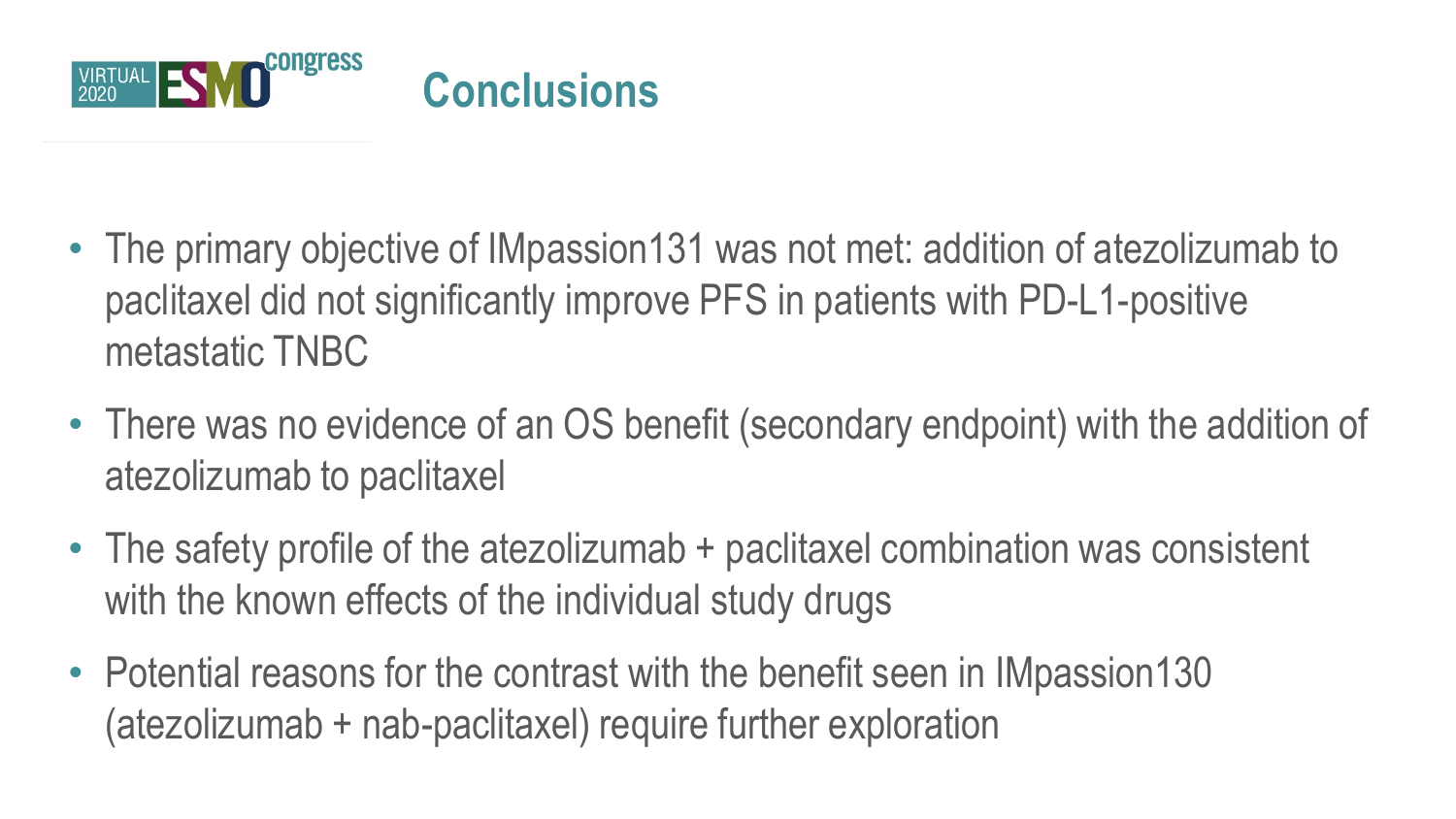# Conclusions

- The primary objective of IMpassion131 was not met: addition of atezolizumab to paclitaxel did not significantly improve PFS in patients with PD-L1-positive metastatic TNBC
- There was no evidence of an OS benefit (secondary endpoint) with the addition of atezolizumab to paclitaxel
- The safety profile of the atezolizumab + paclitaxel combination was consistent with the known effects of the individual study drugs
- Potential reasons for the contrast with the benefit seen in IMpassion130 (atezolizumab + nab-paclitaxel) require further exploration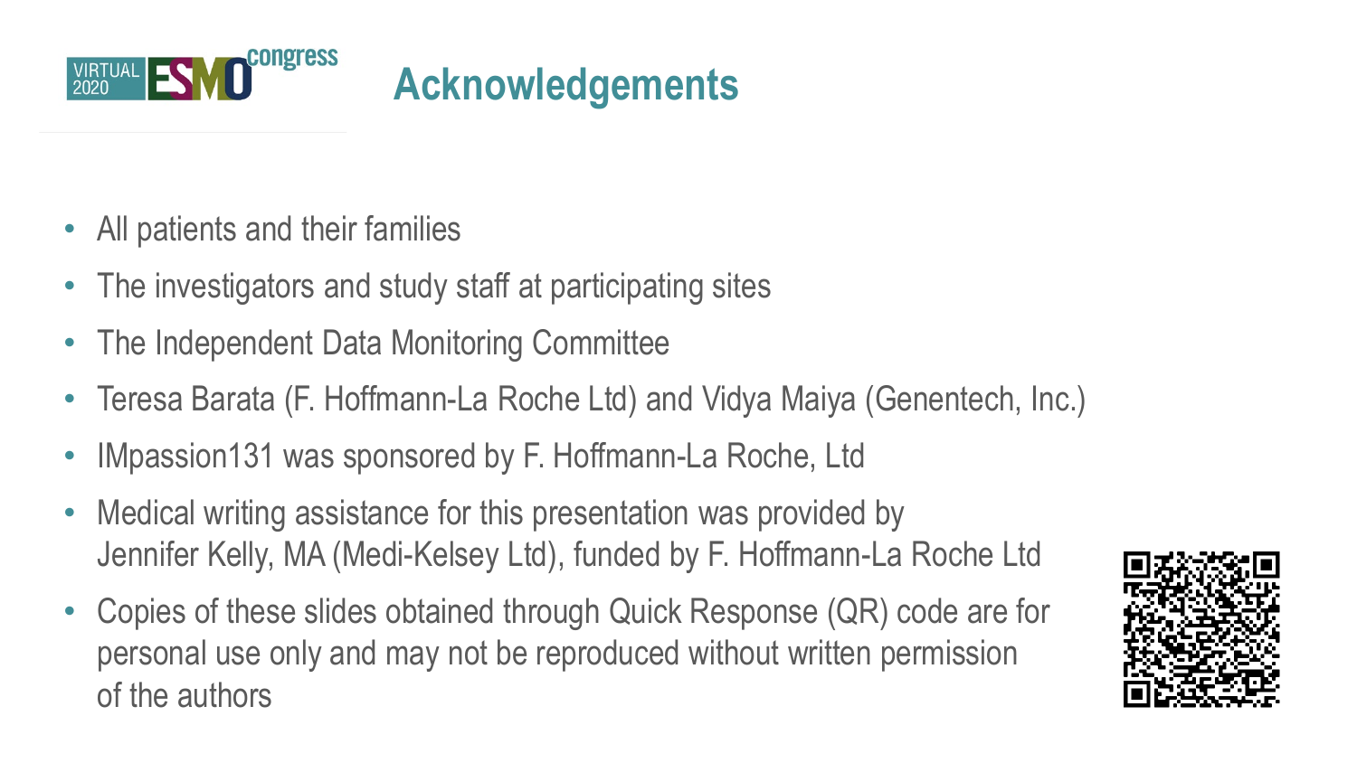# Acknowledgements

- All patients and their families
- The investigators and study staff at participating sites
- The Independent Data Monitoring Committee
- Teresa Barata (F. Hoffmann-La Roche Ltd) and Vidya Maiya (Genentech, Inc.)
- IMpassion131 was sponsored by F. Hoffmann-La Roche, Ltd
- Medical writing assistance for this presentation was provided by Jennifer Kelly, MA (Medi-Kelsey Ltd), funded by F. Hoffmann-La Roche Ltd
- Copies of these slides obtained through Quick Response (QR) code are for personal use only and may not be reproduced without written permission of the authors